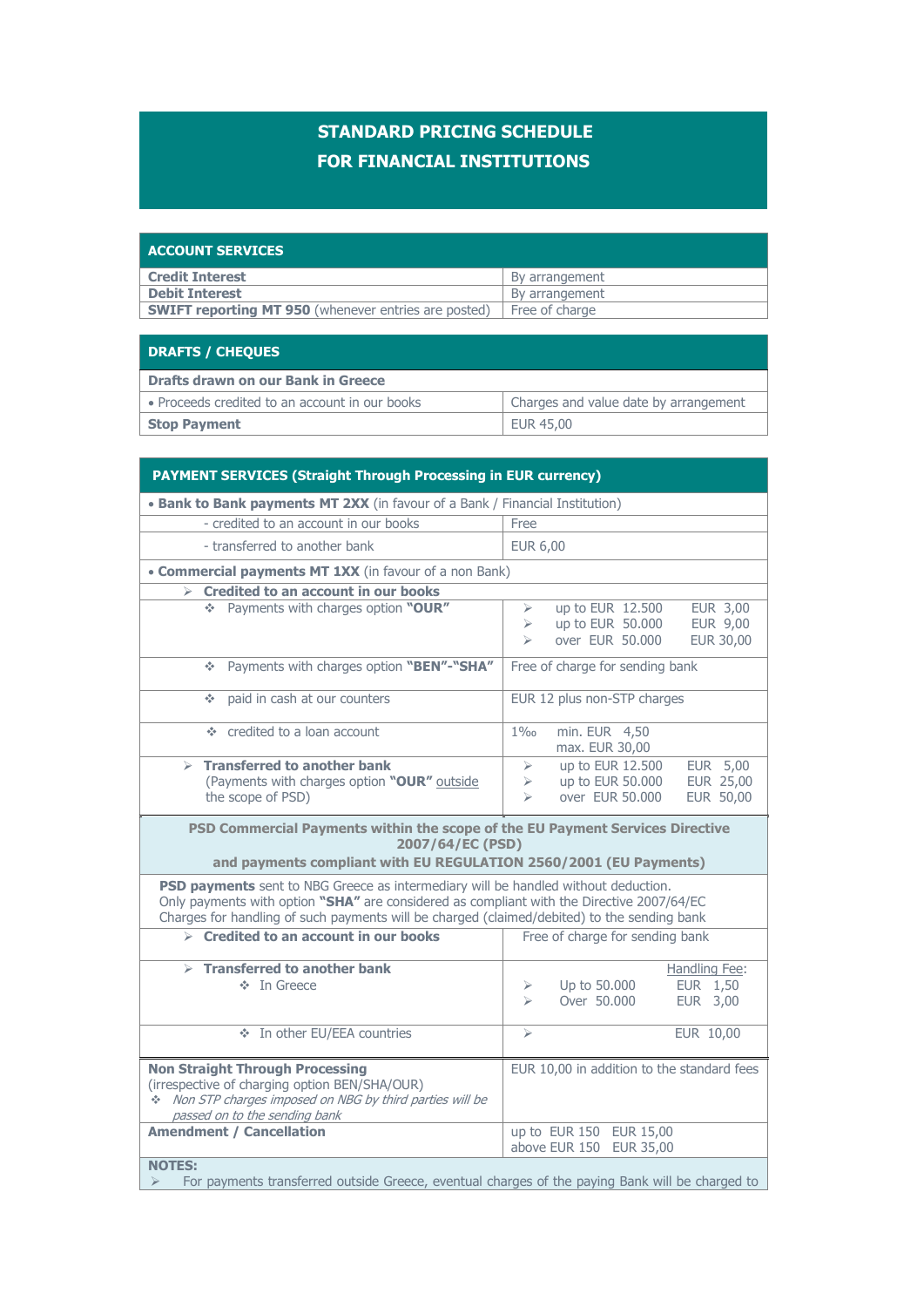# STANDARD PRICING SCHEDULE FOR FINANCIAL INSTITUTIONS

| ACCOUNT SERVICES | |
|---|---|
| **Credit Interest** | By arrangement |
| **Debit Interest** | By arrangement |
| **SWIFT reporting MT 950** (whenever entries are posted) | Free of charge |

| DRAFTS / CHEQUES | |
|---|---|
| **Drafts drawn on our Bank in Greece** | |
| • Proceeds credited to an account in our books | Charges and value date by arrangement |
| **Stop Payment** | EUR 45,00 |

| PAYMENT SERVICES (Straight Through Processing in EUR currency) | |
|---|---|
| • **Bank to Bank payments MT 2XX** (in favour of a Bank / Financial Institution) | |
| - credited to an account in our books | Free |
| - transferred to another bank | EUR 6,00 |
| • **Commercial payments MT 1XX** (in favour of a non Bank) | |
| ➢ **Credited to an account in our books** | |
| ❖ Payments with charges option **"OUR"** | ➢ up to EUR 12.500 EUR 3,00<br>➢ up to EUR 50.000 EUR 9,00<br>➢ over EUR 50.000 EUR 30,00 |
| ❖ Payments with charges option **"BEN"-"SHA"** | Free of charge for sending bank |
| ❖ paid in cash at our counters | EUR 12 plus non-STP charges |
| ❖ credited to a loan account | 1‰ min. EUR 4,50<br>max. EUR 30,00 |
| ➢ **Transferred to another bank** (Payments with charges option **"OUR"** outside the scope of PSD) | ➢ up to EUR 12.500 EUR 5,00<br>➢ up to EUR 50.000 EUR 25,00<br>➢ over EUR 50.000 EUR 50,00 |
| **PSD Commercial Payments within the scope of the EU Payment Services Directive 2007/64/EC (PSD) and payments compliant with EU REGULATION 2560/2001 (EU Payments)** | |
| **PSD payments** sent to NBG Greece as intermediary will be handled without deduction.<br>Only payments with option **"SHA"** are considered as compliant with the Directive 2007/64/EC<br>Charges for handling of such payments will be charged (claimed/debited) to the sending bank | |
| ➢ **Credited to an account in our books** | Free of charge for sending bank |
| ➢ **Transferred to another bank**<br>❖ In Greece | Handling Fee:<br>➢ Up to 50.000 EUR 1,50<br>➢ Over 50.000 EUR 3,00 |
| ❖ In other EU/EEA countries | ➢ EUR 10,00 |
| **Non Straight Through Processing** (irrespective of charging option BEN/SHA/OUR)<br>❖ *Non STP charges imposed on NBG by third parties will be passed on to the sending bank* | EUR 10,00 in addition to the standard fees |
| **Amendment / Cancellation** | up to EUR 150 EUR 15,00<br>above EUR 150 EUR 35,00 |

**NOTES:**

➢ For payments transferred outside Greece, eventual charges of the paying Bank will be charged to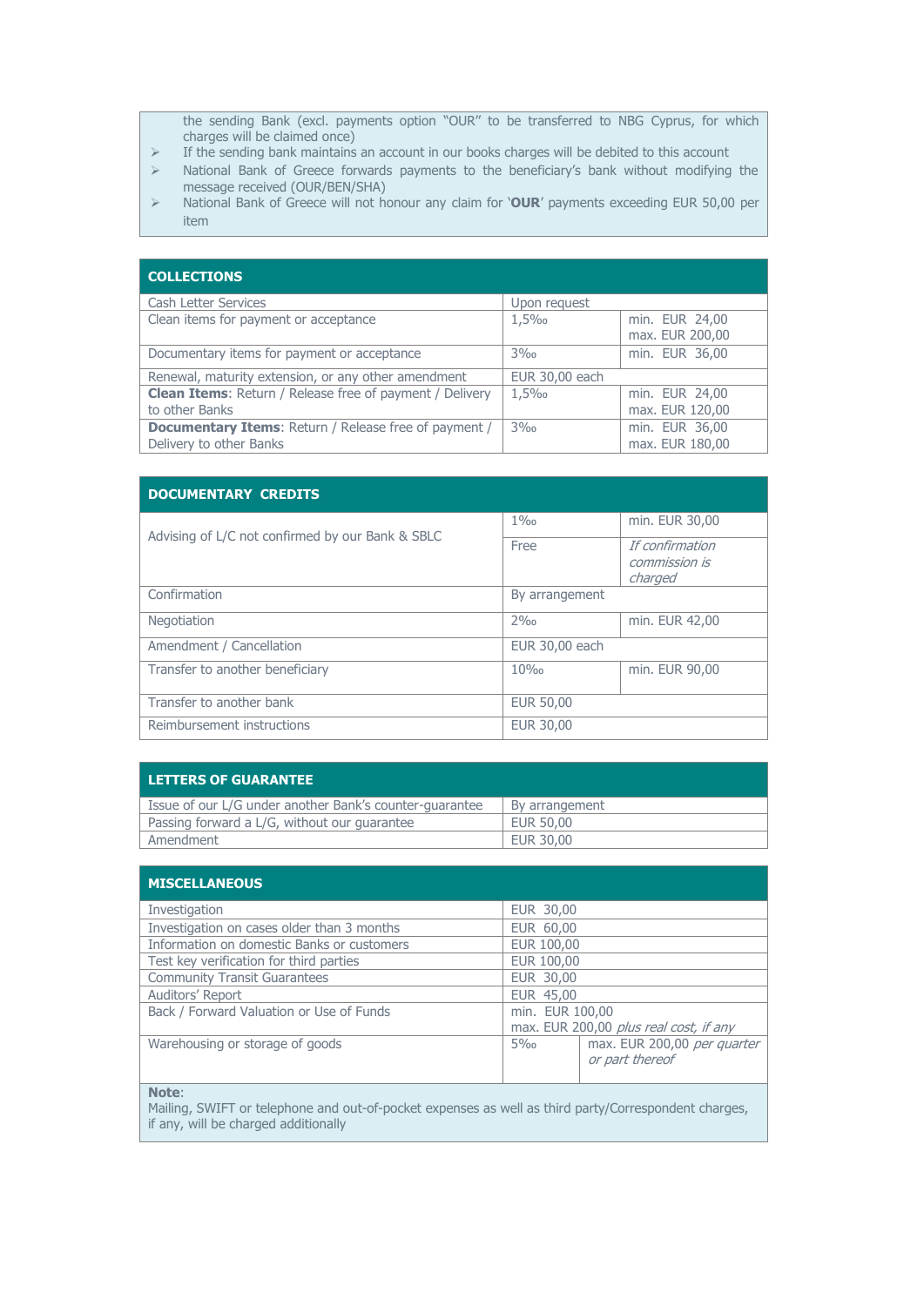the sending Bank (excl. payments option "OUR" to be transferred to NBG Cyprus, for which charges will be claimed once)

- If the sending bank maintains an account in our books charges will be debited to this account
- National Bank of Greece forwards payments to the beneficiary's bank without modifying the message received (OUR/BEN/SHA)
- National Bank of Greece will not honour any claim for '**OUR**' payments exceeding EUR 50,00 per item

## COLLECTIONS

| | | |
|---|---|---|
| Cash Letter Services | Upon request | |
| Clean items for payment or acceptance | 1,5‰ | min. EUR 24,00<br>max. EUR 200,00 |
| Documentary items for payment or acceptance | 3‰ | min. EUR 36,00 |
| Renewal, maturity extension, or any other amendment | EUR 30,00 each | |
| **Clean Items**: Return / Release free of payment / Delivery to other Banks | 1,5‰ | min. EUR 24,00<br>max. EUR 120,00 |
| **Documentary Items**: Return / Release free of payment / Delivery to other Banks | 3‰ | min. EUR 36,00<br>max. EUR 180,00 |

## DOCUMENTARY CREDITS

| | | |
|---|---|---|
| Advising of L/C not confirmed by our Bank & SBLC | 1‰ | min. EUR 30,00 |
| | Free | *If confirmation commission is charged* |
| Confirmation | By arrangement | |
| Negotiation | 2‰ | min. EUR 42,00 |
| Amendment / Cancellation | EUR 30,00 each | |
| Transfer to another beneficiary | 10‰ | min. EUR 90,00 |
| Transfer to another bank | EUR 50,00 | |
| Reimbursement instructions | EUR 30,00 | |

## LETTERS OF GUARANTEE

| | |
|---|---|
| Issue of our L/G under another Bank's counter-guarantee | By arrangement |
| Passing forward a L/G, without our guarantee | EUR 50,00 |
| Amendment | EUR 30,00 |

## MISCELLANEOUS

| | | |
|---|---|---|
| Investigation | EUR 30,00 | |
| Investigation on cases older than 3 months | EUR 60,00 | |
| Information on domestic Banks or customers | EUR 100,00 | |
| Test key verification for third parties | EUR 100,00 | |
| Community Transit Guarantees | EUR 30,00 | |
| Auditors' Report | EUR 45,00 | |
| Back / Forward Valuation or Use of Funds | min. EUR 100,00<br>max. EUR 200,00 *plus real cost, if any* | |
| Warehousing or storage of goods | 5‰ | max. EUR 200,00 *per quarter or part thereof* |

**Note**:
Mailing, SWIFT or telephone and out-of-pocket expenses as well as third party/Correspondent charges, if any, will be charged additionally